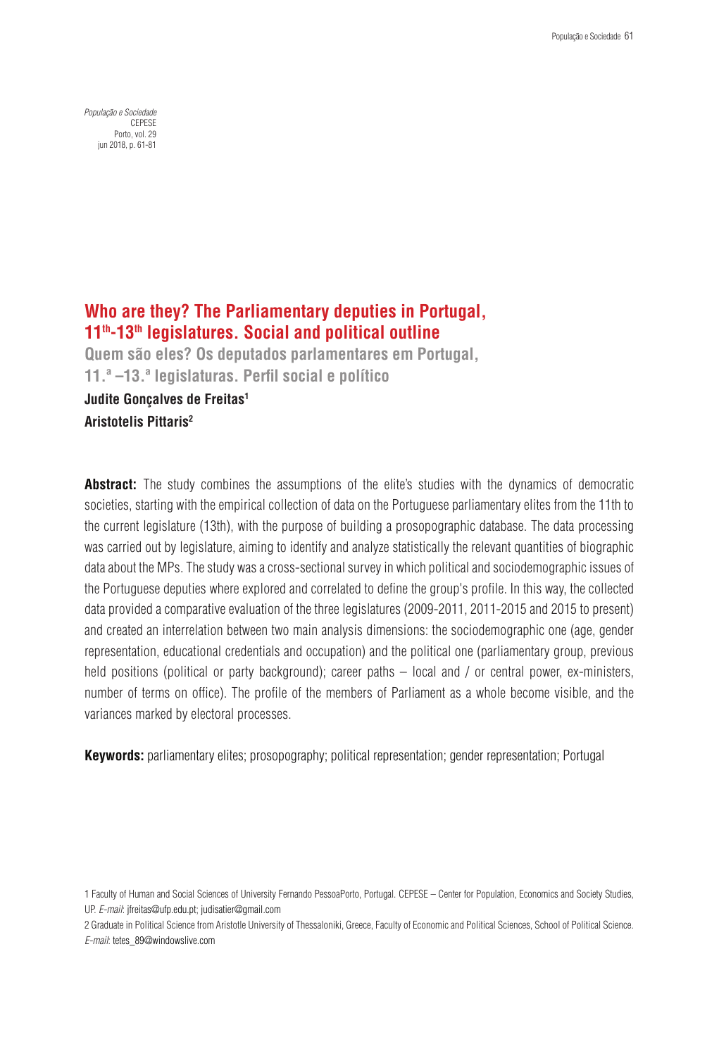*População e Sociedade*
CEPESE
Porto, vol. 29
jun 2018, p. 61-81

# Who are they? The Parliamentary deputies in Portugal, 11th-13th legislatures. Social and political outline

## Quem são eles? Os deputados parlamentares em Portugal, 11.ª –13.ª legislaturas. Perfil social e político

**Judite Gonçalves de Freitas**[1]

**Aristotelis Pittaris**[2]

**Abstract:** The study combines the assumptions of the elite's studies with the dynamics of democratic societies, starting with the empirical collection of data on the Portuguese parliamentary elites from the 11th to the current legislature (13th), with the purpose of building a prosopographic database. The data processing was carried out by legislature, aiming to identify and analyze statistically the relevant quantities of biographic data about the MPs. The study was a cross-sectional survey in which political and sociodemographic issues of the Portuguese deputies where explored and correlated to define the group's profile. In this way, the collected data provided a comparative evaluation of the three legislatures (2009-2011, 2011-2015 and 2015 to present) and created an interrelation between two main analysis dimensions: the sociodemographic one (age, gender representation, educational credentials and occupation) and the political one (parliamentary group, previous held positions (political or party background); career paths – local and / or central power, ex-ministers, number of terms on office). The profile of the members of Parliament as a whole become visible, and the variances marked by electoral processes.

**Keywords:** parliamentary elites; prosopography; political representation; gender representation; Portugal

1 Faculty of Human and Social Sciences of University Fernando PessoaPorto, Portugal. CEPESE – Center for Population, Economics and Society Studies, UP. *E-mail*: jfreitas@ufp.edu.pt; judisatier@gmail.com

2 Graduate in Political Science from Aristotle University of Thessaloniki, Greece, Faculty of Economic and Political Sciences, School of Political Science. *E-mail*: tetes_89@windowslive.com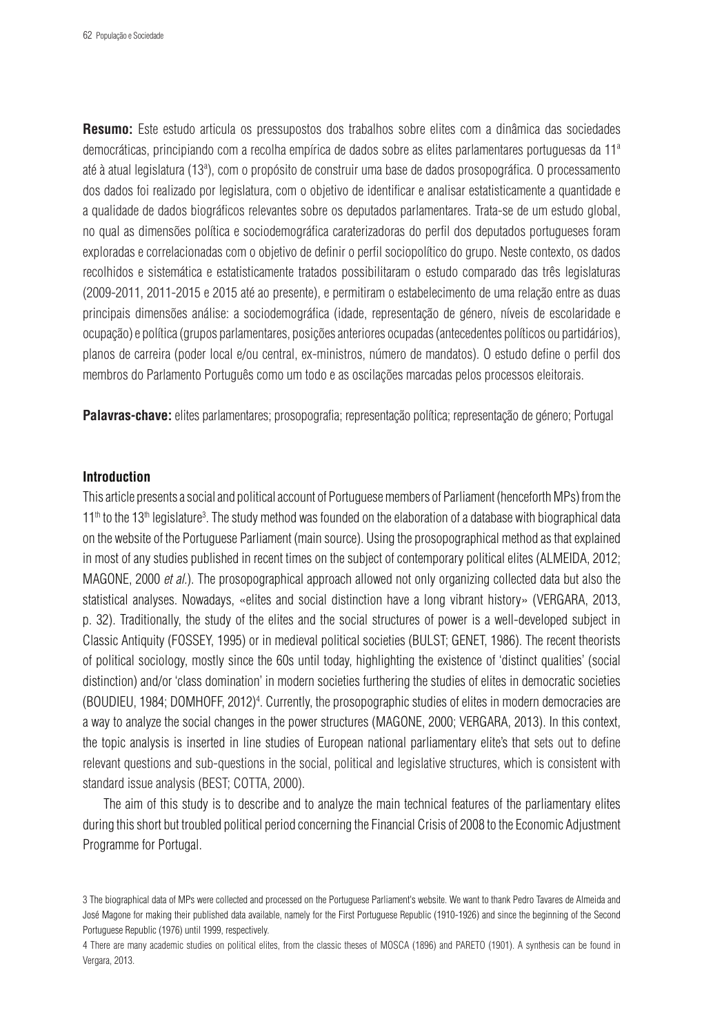**Resumo:** Este estudo articula os pressupostos dos trabalhos sobre elites com a dinâmica das sociedades democráticas, principiando com a recolha empírica de dados sobre as elites parlamentares portuguesas da 11ª até à atual legislatura (13ª), com o propósito de construir uma base de dados prosopográfica. O processamento dos dados foi realizado por legislatura, com o objetivo de identificar e analisar estatisticamente a quantidade e a qualidade de dados biográficos relevantes sobre os deputados parlamentares. Trata-se de um estudo global, no qual as dimensões política e sociodemográfica caraterizadoras do perfil dos deputados portugueses foram exploradas e correlacionadas com o objetivo de definir o perfil sociopolítico do grupo. Neste contexto, os dados recolhidos e sistemática e estatisticamente tratados possibilitaram o estudo comparado das três legislaturas (2009-2011, 2011-2015 e 2015 até ao presente), e permitiram o estabelecimento de uma relação entre as duas principais dimensões análise: a sociodemográfica (idade, representação de género, níveis de escolaridade e ocupação) e política (grupos parlamentares, posições anteriores ocupadas (antecedentes políticos ou partidários), planos de carreira (poder local e/ou central, ex-ministros, número de mandatos). O estudo define o perfil dos membros do Parlamento Português como um todo e as oscilações marcadas pelos processos eleitorais.

**Palavras-chave:** elites parlamentares; prosopografia; representação política; representação de género; Portugal

## Introduction

This article presents a social and political account of Portuguese members of Parliament (henceforth MPs) from the 11th to the 13th legislature[3]. The study method was founded on the elaboration of a database with biographical data on the website of the Portuguese Parliament (main source). Using the prosopographical method as that explained in most of any studies published in recent times on the subject of contemporary political elites (ALMEIDA, 2012; MAGONE, 2000 *et al.*). The prosopographical approach allowed not only organizing collected data but also the statistical analyses. Nowadays, «elites and social distinction have a long vibrant history» (VERGARA, 2013, p. 32). Traditionally, the study of the elites and the social structures of power is a well-developed subject in Classic Antiquity (FOSSEY, 1995) or in medieval political societies (BULST; GENET, 1986). The recent theorists of political sociology, mostly since the 60s until today, highlighting the existence of 'distinct qualities' (social distinction) and/or 'class domination' in modern societies furthering the studies of elites in democratic societies (BOUDIEU, 1984; DOMHOFF, 2012)[4]. Currently, the prosopographic studies of elites in modern democracies are a way to analyze the social changes in the power structures (MAGONE, 2000; VERGARA, 2013). In this context, the topic analysis is inserted in line studies of European national parliamentary elite's that sets out to define relevant questions and sub-questions in the social, political and legislative structures, which is consistent with standard issue analysis (BEST; COTTA, 2000).

The aim of this study is to describe and to analyze the main technical features of the parliamentary elites during this short but troubled political period concerning the Financial Crisis of 2008 to the Economic Adjustment Programme for Portugal.

3 The biographical data of MPs were collected and processed on the Portuguese Parliament's website. We want to thank Pedro Tavares de Almeida and José Magone for making their published data available, namely for the First Portuguese Republic (1910-1926) and since the beginning of the Second Portuguese Republic (1976) until 1999, respectively.

4 There are many academic studies on political elites, from the classic theses of MOSCA (1896) and PARETO (1901). A synthesis can be found in Vergara, 2013.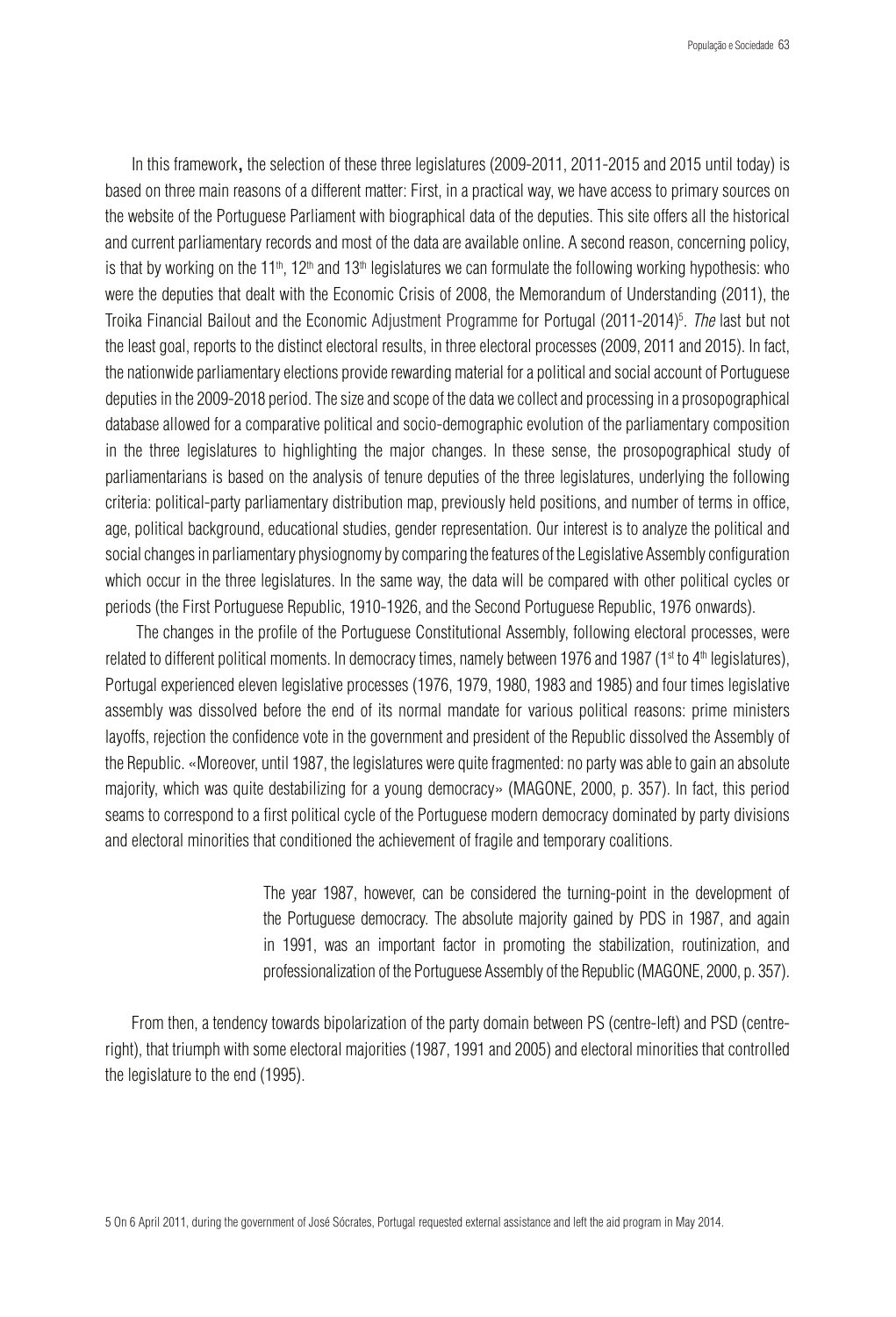In this framework, the selection of these three legislatures (2009-2011, 2011-2015 and 2015 until today) is based on three main reasons of a different matter: First, in a practical way, we have access to primary sources on the website of the Portuguese Parliament with biographical data of the deputies. This site offers all the historical and current parliamentary records and most of the data are available online. A second reason, concerning policy, is that by working on the 11th, 12th and 13th legislatures we can formulate the following working hypothesis: who were the deputies that dealt with the Economic Crisis of 2008, the Memorandum of Understanding (2011), the Troika Financial Bailout and the Economic Adjustment Programme for Portugal (2011-2014)[5]. *The* last but not the least goal, reports to the distinct electoral results, in three electoral processes (2009, 2011 and 2015). In fact, the nationwide parliamentary elections provide rewarding material for a political and social account of Portuguese deputies in the 2009-2018 period. The size and scope of the data we collect and processing in a prosopographical database allowed for a comparative political and socio-demographic evolution of the parliamentary composition in the three legislatures to highlighting the major changes. In these sense, the prosopographical study of parliamentarians is based on the analysis of tenure deputies of the three legislatures, underlying the following criteria: political-party parliamentary distribution map, previously held positions, and number of terms in office, age, political background, educational studies, gender representation. Our interest is to analyze the political and social changes in parliamentary physiognomy by comparing the features of the Legislative Assembly configuration which occur in the three legislatures. In the same way, the data will be compared with other political cycles or periods (the First Portuguese Republic, 1910-1926, and the Second Portuguese Republic, 1976 onwards).

The changes in the profile of the Portuguese Constitutional Assembly, following electoral processes, were related to different political moments. In democracy times, namely between 1976 and 1987 (1st to 4th legislatures), Portugal experienced eleven legislative processes (1976, 1979, 1980, 1983 and 1985) and four times legislative assembly was dissolved before the end of its normal mandate for various political reasons: prime ministers layoffs, rejection the confidence vote in the government and president of the Republic dissolved the Assembly of the Republic. «Moreover, until 1987, the legislatures were quite fragmented: no party was able to gain an absolute majority, which was quite destabilizing for a young democracy» (MAGONE, 2000, p. 357). In fact, this period seams to correspond to a first political cycle of the Portuguese modern democracy dominated by party divisions and electoral minorities that conditioned the achievement of fragile and temporary coalitions.

> The year 1987, however, can be considered the turning-point in the development of the Portuguese democracy. The absolute majority gained by PDS in 1987, and again in 1991, was an important factor in promoting the stabilization, routinization, and professionalization of the Portuguese Assembly of the Republic (MAGONE, 2000, p. 357).

From then, a tendency towards bipolarization of the party domain between PS (centre-left) and PSD (centre-right), that triumph with some electoral majorities (1987, 1991 and 2005) and electoral minorities that controlled the legislature to the end (1995).

5 On 6 April 2011, during the government of José Sócrates, Portugal requested external assistance and left the aid program in May 2014.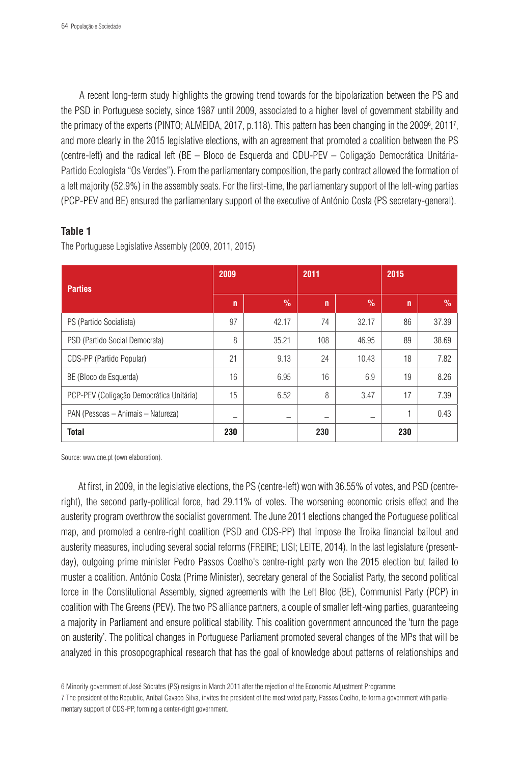A recent long-term study highlights the growing trend towards for the bipolarization between the PS and the PSD in Portuguese society, since 1987 until 2009, associated to a higher level of government stability and the primacy of the experts (PINTO; ALMEIDA, 2017, p.118). This pattern has been changing in the 2009[6], 2011[7], and more clearly in the 2015 legislative elections, with an agreement that promoted a coalition between the PS (centre-left) and the radical left (BE – Bloco de Esquerda and CDU-PEV – Coligação Democrática Unitária-Partido Ecologista "Os Verdes"). From the parliamentary composition, the party contract allowed the formation of a left majority (52.9%) in the assembly seats. For the first-time, the parliamentary support of the left-wing parties (PCP-PEV and BE) ensured the parliamentary support of the executive of António Costa (PS secretary-general).

**Table 1**

The Portuguese Legislative Assembly (2009, 2011, 2015)

| Parties | 2009 | | 2011 | | 2015 | |
|---|---|---|---|---|---|---|
| | n | % | n | % | n | % |
| PS (Partido Socialista) | 97 | 42.17 | 74 | 32.17 | 86 | 37.39 |
| PSD (Partido Social Democrata) | 8 | 35.21 | 108 | 46.95 | 89 | 38.69 |
| CDS-PP (Partido Popular) | 21 | 9.13 | 24 | 10.43 | 18 | 7.82 |
| BE (Bloco de Esquerda) | 16 | 6.95 | 16 | 6.9 | 19 | 8.26 |
| PCP-PEV (Coligação Democrática Unitária) | 15 | 6.52 | 8 | 3.47 | 17 | 7.39 |
| PAN (Pessoas – Animais – Natureza) | – | – | – | – | 1 | 0.43 |
| **Total** | **230** | | **230** | | **230** | |

Source: www.cne.pt (own elaboration).

At first, in 2009, in the legislative elections, the PS (centre-left) won with 36.55% of votes, and PSD (centre-right), the second party-political force, had 29.11% of votes. The worsening economic crisis effect and the austerity program overthrow the socialist government. The June 2011 elections changed the Portuguese political map, and promoted a centre-right coalition (PSD and CDS-PP) that impose the Troika financial bailout and austerity measures, including several social reforms (FREIRE; LISI; LEITE, 2014). In the last legislature (present-day), outgoing prime minister Pedro Passos Coelho's centre-right party won the 2015 election but failed to muster a coalition. António Costa (Prime Minister), secretary general of the Socialist Party, the second political force in the Constitutional Assembly, signed agreements with the Left Bloc (BE), Communist Party (PCP) in coalition with The Greens (PEV). The two PS alliance partners, a couple of smaller left-wing parties, guaranteeing a majority in Parliament and ensure political stability. This coalition government announced the 'turn the page on austerity'. The political changes in Portuguese Parliament promoted several changes of the MPs that will be analyzed in this prosopographical research that has the goal of knowledge about patterns of relationships and

6 Minority government of José Sócrates (PS) resigns in March 2011 after the rejection of the Economic Adjustment Programme.

7 The president of the Republic, Aníbal Cavaco Silva, invites the president of the most voted party, Passos Coelho, to form a government with parliamentary support of CDS-PP, forming a center-right government.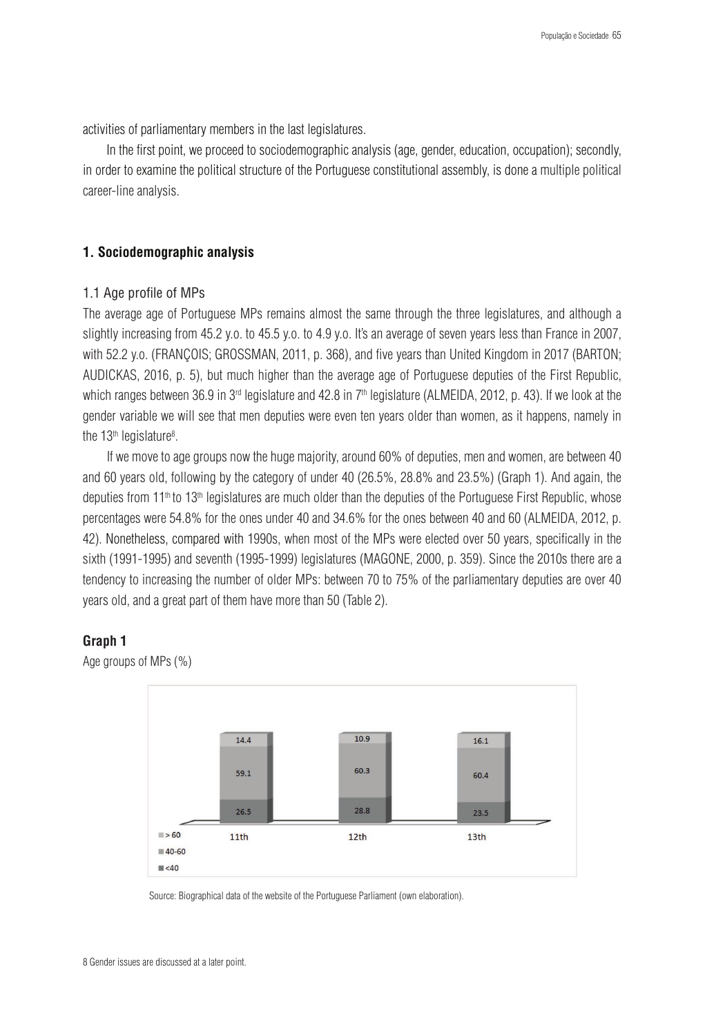activities of parliamentary members in the last legislatures.

In the first point, we proceed to sociodemographic analysis (age, gender, education, occupation); secondly, in order to examine the political structure of the Portuguese constitutional assembly, is done a multiple political career-line analysis.

### 1. Sociodemographic analysis

1.1 Age profile of MPs

The average age of Portuguese MPs remains almost the same through the three legislatures, and although a slightly increasing from 45.2 y.o. to 45.5 y.o. to 4.9 y.o. It's an average of seven years less than France in 2007, with 52.2 y.o. (FRANÇOIS; GROSSMAN, 2011, p. 368), and five years than United Kingdom in 2017 (BARTON; AUDICKAS, 2016, p. 5), but much higher than the average age of Portuguese deputies of the First Republic, which ranges between 36.9 in 3rd legislature and 42.8 in 7th legislature (ALMEIDA, 2012, p. 43). If we look at the gender variable we will see that men deputies were even ten years older than women, as it happens, namely in the 13th legislature[8].

If we move to age groups now the huge majority, around 60% of deputies, men and women, are between 40 and 60 years old, following by the category of under 40 (26.5%, 28.8% and 23.5%) (Graph 1). And again, the deputies from 11th to 13th legislatures are much older than the deputies of the Portuguese First Republic, whose percentages were 54.8% for the ones under 40 and 34.6% for the ones between 40 and 60 (ALMEIDA, 2012, p. 42). Nonetheless, compared with 1990s, when most of the MPs were elected over 50 years, specifically in the sixth (1991-1995) and seventh (1995-1999) legislatures (MAGONE, 2000, p. 359). Since the 2010s there are a tendency to increasing the number of older MPs: between 70 to 75% of the parliamentary deputies are over 40 years old, and a great part of them have more than 50 (Table 2).

**Graph 1**

Age groups of MPs (%)

| | 11th | 12th | 13th |
|---|---|---|---|
| > 60 | 14.4 | 10.9 | 16.1 |
| 40-60 | 59.1 | 60.3 | 60.4 |
| <40 | 26.5 | 28.8 | 23.5 |

Source: Biographical data of the website of the Portuguese Parliament (own elaboration).

8 Gender issues are discussed at a later point.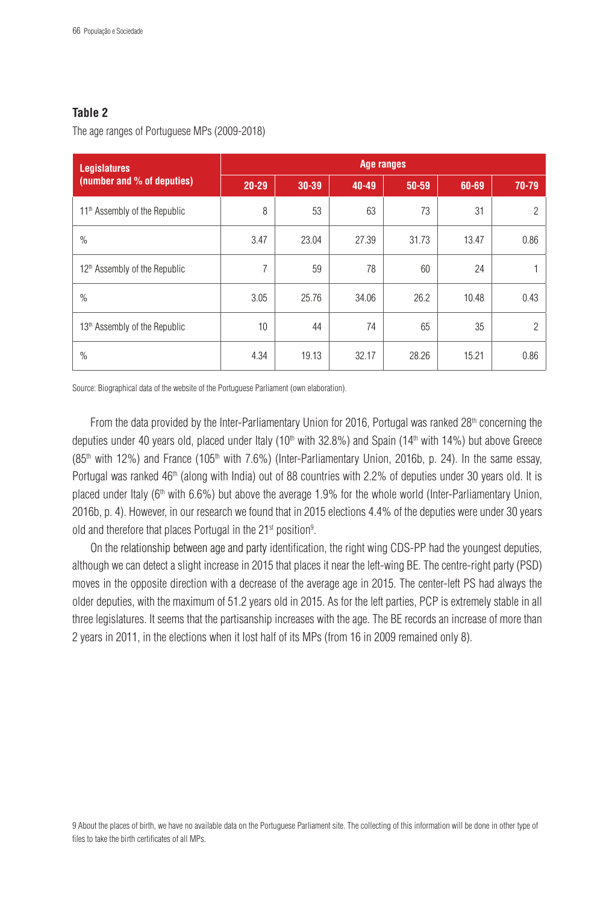**Table 2**

The age ranges of Portuguese MPs (2009-2018)

| Legislatures (number and % of deputies) | Age ranges | | | | | |
|---|---|---|---|---|---|---|
| | 20-29 | 30-39 | 40-49 | 50-59 | 60-69 | 70-79 |
| 11th Assembly of the Republic | 8 | 53 | 63 | 73 | 31 | 2 |
| % | 3.47 | 23.04 | 27.39 | 31.73 | 13.47 | 0.86 |
| 12th Assembly of the Republic | 7 | 59 | 78 | 60 | 24 | 1 |
| % | 3.05 | 25.76 | 34.06 | 26.2 | 10.48 | 0.43 |
| 13th Assembly of the Republic | 10 | 44 | 74 | 65 | 35 | 2 |
| % | 4.34 | 19.13 | 32.17 | 28.26 | 15.21 | 0.86 |

Source: Biographical data of the website of the Portuguese Parliament (own elaboration).

From the data provided by the Inter-Parliamentary Union for 2016, Portugal was ranked 28th concerning the deputies under 40 years old, placed under Italy (10th with 32.8%) and Spain (14th with 14%) but above Greece (85th with 12%) and France (105th with 7.6%) (Inter-Parliamentary Union, 2016b, p. 24). In the same essay, Portugal was ranked 46th (along with India) out of 88 countries with 2.2% of deputies under 30 years old. It is placed under Italy (6th with 6.6%) but above the average 1.9% for the whole world (Inter-Parliamentary Union, 2016b, p. 4). However, in our research we found that in 2015 elections 4.4% of the deputies were under 30 years old and therefore that places Portugal in the 21st position[9].

On the relationship between age and party identification, the right wing CDS-PP had the youngest deputies, although we can detect a slight increase in 2015 that places it near the left-wing BE. The centre-right party (PSD) moves in the opposite direction with a decrease of the average age in 2015. The center-left PS had always the older deputies, with the maximum of 51.2 years old in 2015. As for the left parties, PCP is extremely stable in all three legislatures. It seems that the partisanship increases with the age. The BE records an increase of more than 2 years in 2011, in the elections when it lost half of its MPs (from 16 in 2009 remained only 8).

9 About the places of birth, we have no available data on the Portuguese Parliament site. The collecting of this information will be done in other type of files to take the birth certificates of all MPs.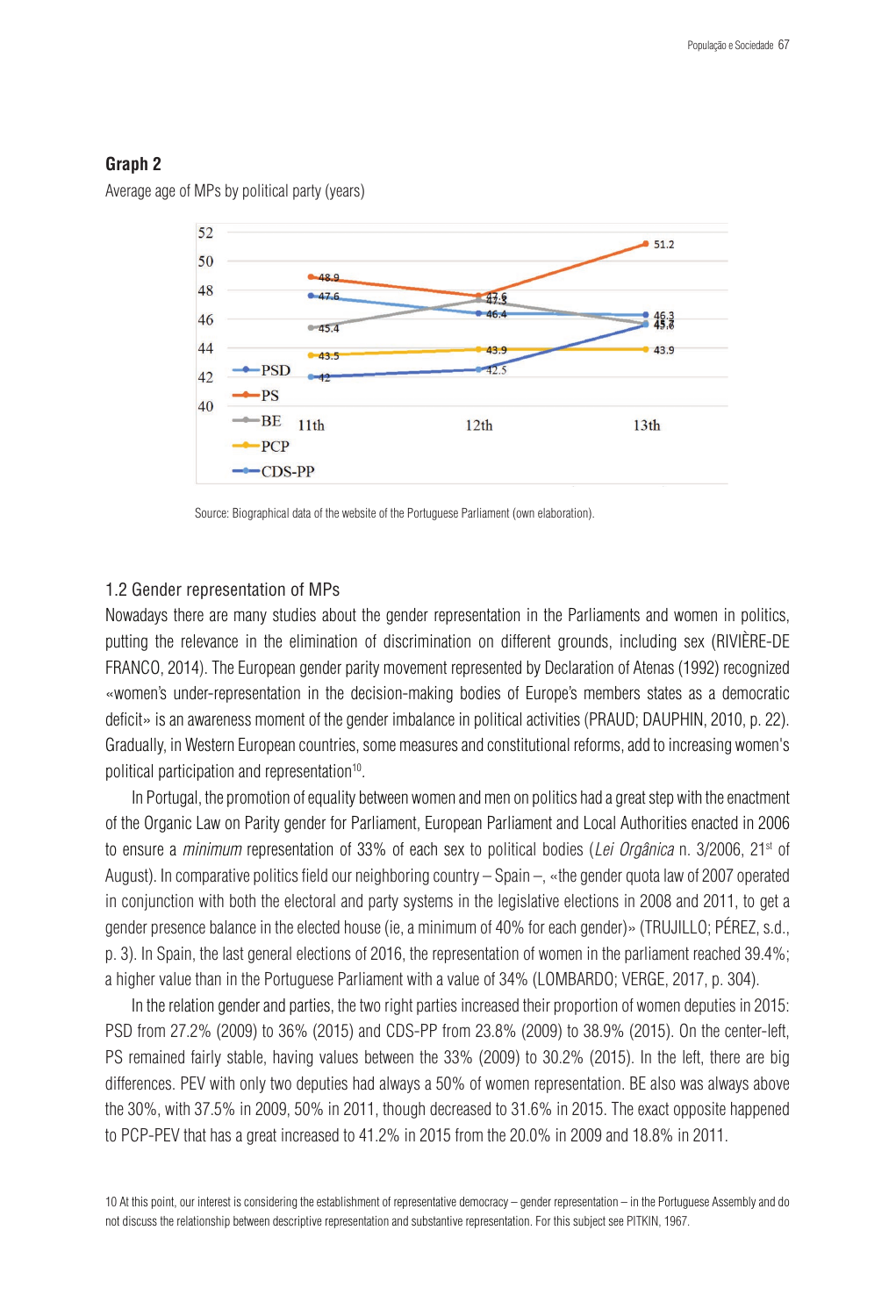**Graph 2**

Average age of MPs by political party (years)

Source: Biographical data of the website of the Portuguese Parliament (own elaboration).

### 1.2 Gender representation of MPs

Nowadays there are many studies about the gender representation in the Parliaments and women in politics, putting the relevance in the elimination of discrimination on different grounds, including sex (RIVIÈRE-DE FRANCO, 2014). The European gender parity movement represented by Declaration of Atenas (1992) recognized «women's under-representation in the decision-making bodies of Europe's members states as a democratic deficit» is an awareness moment of the gender imbalance in political activities (PRAUD; DAUPHIN, 2010, p. 22). Gradually, in Western European countries, some measures and constitutional reforms, add to increasing women's political participation and representation[10].

In Portugal, the promotion of equality between women and men on politics had a great step with the enactment of the Organic Law on Parity gender for Parliament, European Parliament and Local Authorities enacted in 2006 to ensure a *minimum* representation of 33% of each sex to political bodies (*Lei Orgânica* n. 3/2006, 21st of August). In comparative politics field our neighboring country – Spain –, «the gender quota law of 2007 operated in conjunction with both the electoral and party systems in the legislative elections in 2008 and 2011, to get a gender presence balance in the elected house (ie, a minimum of 40% for each gender)» (TRUJILLO; PÉREZ, s.d., p. 3). In Spain, the last general elections of 2016, the representation of women in the parliament reached 39.4%; a higher value than in the Portuguese Parliament with a value of 34% (LOMBARDO; VERGE, 2017, p. 304).

In the relation gender and parties, the two right parties increased their proportion of women deputies in 2015: PSD from 27.2% (2009) to 36% (2015) and CDS-PP from 23.8% (2009) to 38.9% (2015). On the center-left, PS remained fairly stable, having values between the 33% (2009) to 30.2% (2015). In the left, there are big differences. PEV with only two deputies had always a 50% of women representation. BE also was always above the 30%, with 37.5% in 2009, 50% in 2011, though decreased to 31.6% in 2015. The exact opposite happened to PCP-PEV that has a great increased to 41.2% in 2015 from the 20.0% in 2009 and 18.8% in 2011.

10 At this point, our interest is considering the establishment of representative democracy – gender representation – in the Portuguese Assembly and do not discuss the relationship between descriptive representation and substantive representation. For this subject see PITKIN, 1967.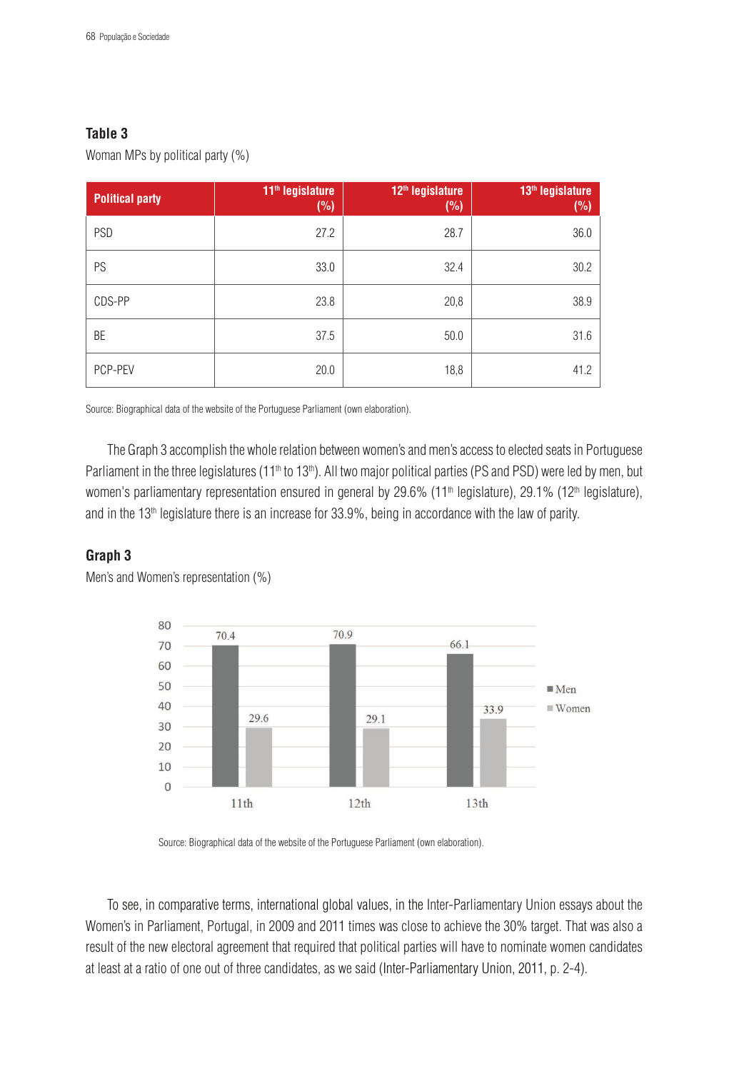**Table 3**

Woman MPs by political party (%)

| Political party | 11th legislature (%) | 12th legislature (%) | 13th legislature (%) |
|---|---|---|---|
| PSD | 27.2 | 28.7 | 36.0 |
| PS | 33.0 | 32.4 | 30.2 |
| CDS-PP | 23.8 | 20,8 | 38.9 |
| BE | 37.5 | 50.0 | 31.6 |
| PCP-PEV | 20.0 | 18,8 | 41.2 |

Source: Biographical data of the website of the Portuguese Parliament (own elaboration).

The Graph 3 accomplish the whole relation between women's and men's access to elected seats in Portuguese Parliament in the three legislatures (11th to 13th). All two major political parties (PS and PSD) were led by men, but women's parliamentary representation ensured in general by 29.6% (11th legislature), 29.1% (12th legislature), and in the 13th legislature there is an increase for 33.9%, being in accordance with the law of parity.

**Graph 3**

Men's and Women's representation (%)

| Legislature | Men | Women |
|---|---|---|
| 11th | 70.4 | 29.6 |
| 12th | 70.9 | 29.1 |
| 13th | 66.1 | 33.9 |

Source: Biographical data of the website of the Portuguese Parliament (own elaboration).

To see, in comparative terms, international global values, in the Inter-Parliamentary Union essays about the Women's in Parliament, Portugal, in 2009 and 2011 times was close to achieve the 30% target. That was also a result of the new electoral agreement that required that political parties will have to nominate women candidates at least at a ratio of one out of three candidates, as we said (Inter-Parliamentary Union, 2011, p. 2-4).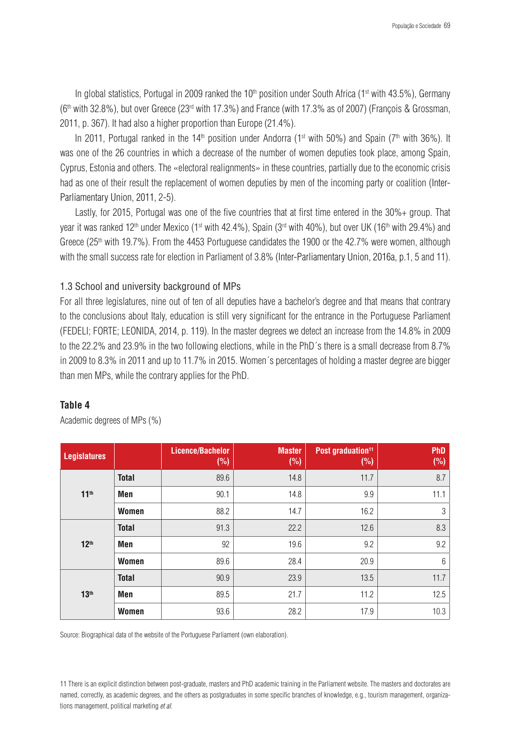In global statistics, Portugal in 2009 ranked the 10th position under South Africa (1st with 43.5%), Germany (6th with 32.8%), but over Greece (23rd with 17.3%) and France (with 17.3% as of 2007) (François & Grossman, 2011, p. 367). It had also a higher proportion than Europe (21.4%).

In 2011, Portugal ranked in the 14th position under Andorra (1st with 50%) and Spain (7th with 36%). It was one of the 26 countries in which a decrease of the number of women deputies took place, among Spain, Cyprus, Estonia and others. The «electoral realignments» in these countries, partially due to the economic crisis had as one of their result the replacement of women deputies by men of the incoming party or coalition (Inter-Parliamentary Union, 2011, 2-5).

Lastly, for 2015, Portugal was one of the five countries that at first time entered in the 30%+ group. That year it was ranked 12th under Mexico (1st with 42.4%), Spain (3rd with 40%), but over UK (16th with 29.4%) and Greece (25th with 19.7%). From the 4453 Portuguese candidates the 1900 or the 42.7% were women, although with the small success rate for election in Parliament of 3.8% (Inter-Parliamentary Union, 2016a, p.1, 5 and 11).

### 1.3 School and university background of MPs

For all three legislatures, nine out of ten of all deputies have a bachelor's degree and that means that contrary to the conclusions about Italy, education is still very significant for the entrance in the Portuguese Parliament (FEDELI; FORTE; LEONIDA, 2014, p. 119). In the master degrees we detect an increase from the 14.8% in 2009 to the 22.2% and 23.9% in the two following elections, while in the PhD´s there is a small decrease from 8.7% in 2009 to 8.3% in 2011 and up to 11.7% in 2015. Women´s percentages of holding a master degree are bigger than men MPs, while the contrary applies for the PhD.

**Table 4**

Academic degrees of MPs (%)

| Legislatures | | Licence/Bachelor (%) | Master (%) | Post graduation[11] (%) | PhD (%) |
|---|---|---|---|---|---|
| 11th | Total | 89.6 | 14.8 | 11.7 | 8.7 |
| | Men | 90.1 | 14.8 | 9.9 | 11.1 |
| | Women | 88.2 | 14.7 | 16.2 | 3 |
| 12th | Total | 91.3 | 22.2 | 12.6 | 8.3 |
| | Men | 92 | 19.6 | 9.2 | 9.2 |
| | Women | 89.6 | 28.4 | 20.9 | 6 |
| 13th | Total | 90.9 | 23.9 | 13.5 | 11.7 |
| | Men | 89.5 | 21.7 | 11.2 | 12.5 |
| | Women | 93.6 | 28.2 | 17.9 | 10.3 |

Source: Biographical data of the website of the Portuguese Parliament (own elaboration).

11 There is an explicit distinction between post-graduate, masters and PhD academic training in the Parliament website. The masters and doctorates are named, correctly, as academic degrees, and the others as postgraduates in some specific branches of knowledge, e.g., tourism management, organizations management, political marketing *et al.*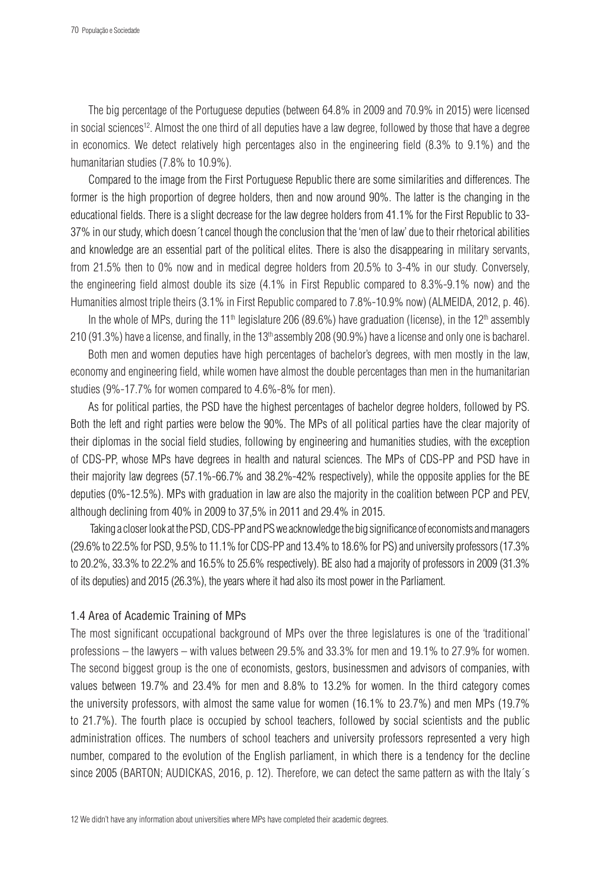The big percentage of the Portuguese deputies (between 64.8% in 2009 and 70.9% in 2015) were licensed in social sciences[12]. Almost the one third of all deputies have a law degree, followed by those that have a degree in economics. We detect relatively high percentages also in the engineering field (8.3% to 9.1%) and the humanitarian studies (7.8% to 10.9%).

Compared to the image from the First Portuguese Republic there are some similarities and differences. The former is the high proportion of degree holders, then and now around 90%. The latter is the changing in the educational fields. There is a slight decrease for the law degree holders from 41.1% for the First Republic to 33-37% in our study, which doesn´t cancel though the conclusion that the 'men of law' due to their rhetorical abilities and knowledge are an essential part of the political elites. There is also the disappearing in military servants, from 21.5% then to 0% now and in medical degree holders from 20.5% to 3-4% in our study. Conversely, the engineering field almost double its size (4.1% in First Republic compared to 8.3%-9.1% now) and the Humanities almost triple theirs (3.1% in First Republic compared to 7.8%-10.9% now) (ALMEIDA, 2012, p. 46).

In the whole of MPs, during the 11th legislature 206 (89.6%) have graduation (license), in the 12th assembly 210 (91.3%) have a license, and finally, in the 13th assembly 208 (90.9%) have a license and only one is bacharel.

Both men and women deputies have high percentages of bachelor's degrees, with men mostly in the law, economy and engineering field, while women have almost the double percentages than men in the humanitarian studies (9%-17.7% for women compared to 4.6%-8% for men).

As for political parties, the PSD have the highest percentages of bachelor degree holders, followed by PS. Both the left and right parties were below the 90%. The MPs of all political parties have the clear majority of their diplomas in the social field studies, following by engineering and humanities studies, with the exception of CDS-PP, whose MPs have degrees in health and natural sciences. The MPs of CDS-PP and PSD have in their majority law degrees (57.1%-66.7% and 38.2%-42% respectively), while the opposite applies for the BE deputies (0%-12.5%). MPs with graduation in law are also the majority in the coalition between PCP and PEV, although declining from 40% in 2009 to 37,5% in 2011 and 29.4% in 2015.

Taking a closer look at the PSD, CDS-PP and PS we acknowledge the big significance of economists and managers (29.6% to 22.5% for PSD, 9.5% to 11.1% for CDS-PP and 13.4% to 18.6% for PS) and university professors (17.3% to 20.2%, 33.3% to 22.2% and 16.5% to 25.6% respectively). BE also had a majority of professors in 2009 (31.3% of its deputies) and 2015 (26.3%), the years where it had also its most power in the Parliament.

### 1.4 Area of Academic Training of MPs

The most significant occupational background of MPs over the three legislatures is one of the 'traditional' professions – the lawyers – with values between 29.5% and 33.3% for men and 19.1% to 27.9% for women. The second biggest group is the one of economists, gestors, businessmen and advisors of companies, with values between 19.7% and 23.4% for men and 8.8% to 13.2% for women. In the third category comes the university professors, with almost the same value for women (16.1% to 23.7%) and men MPs (19.7% to 21.7%). The fourth place is occupied by school teachers, followed by social scientists and the public administration offices. The numbers of school teachers and university professors represented a very high number, compared to the evolution of the English parliament, in which there is a tendency for the decline since 2005 (BARTON; AUDICKAS, 2016, p. 12). Therefore, we can detect the same pattern as with the Italy´s

12 We didn't have any information about universities where MPs have completed their academic degrees.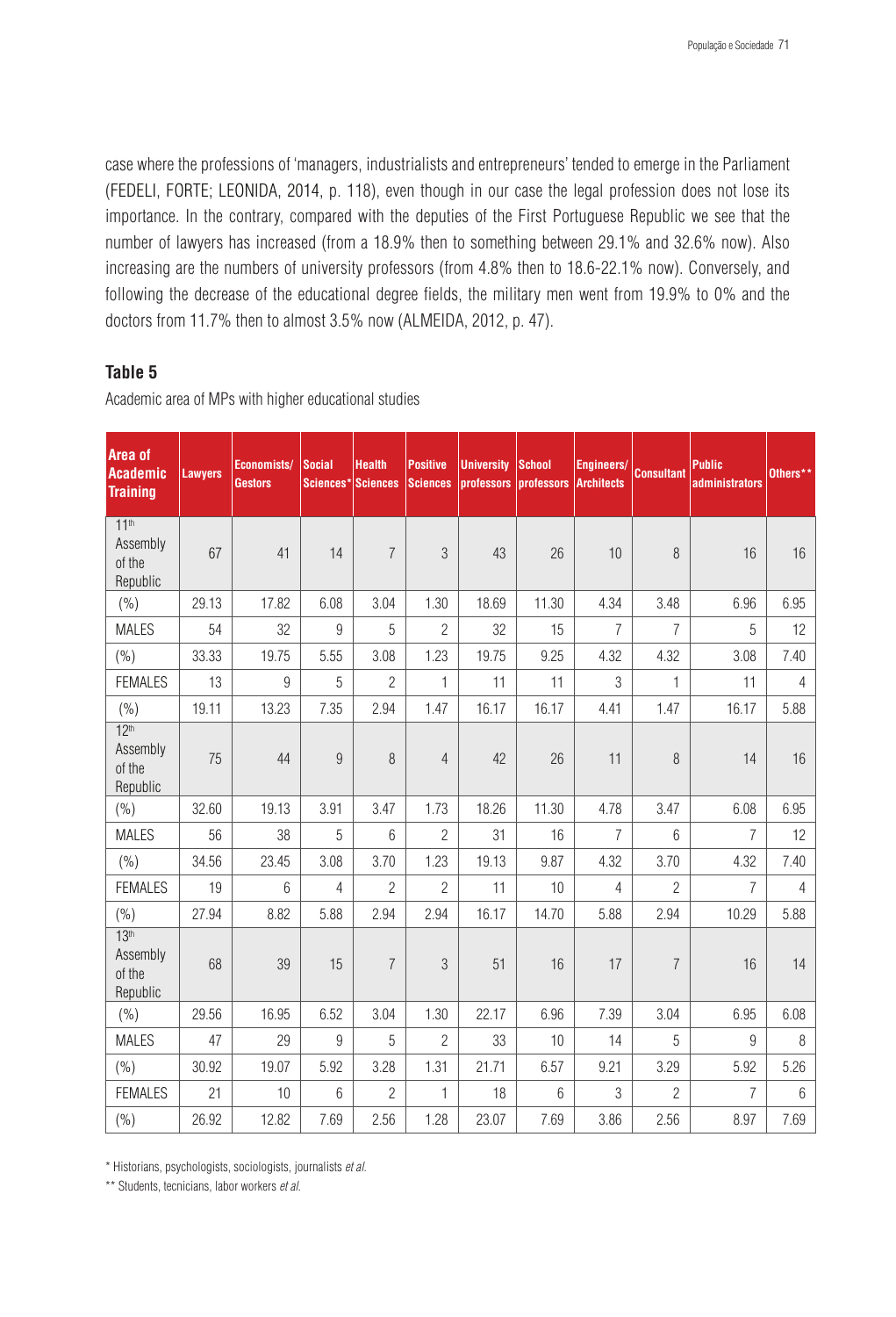case where the professions of 'managers, industrialists and entrepreneurs' tended to emerge in the Parliament (FEDELI, FORTE; LEONIDA, 2014, p. 118), even though in our case the legal profession does not lose its importance. In the contrary, compared with the deputies of the First Portuguese Republic we see that the number of lawyers has increased (from a 18.9% then to something between 29.1% and 32.6% now). Also increasing are the numbers of university professors (from 4.8% then to 18.6-22.1% now). Conversely, and following the decrease of the educational degree fields, the military men went from 19.9% to 0% and the doctors from 11.7% then to almost 3.5% now (ALMEIDA, 2012, p. 47).

## Table 5

Academic area of MPs with higher educational studies

| Area of Academic Training | Lawyers | Economists/ Gestors | Social Sciences* | Health Sciences | Positive Sciences | University professors | School professors | Engineers/ Architects | Consultant | Public administrators | Others** |
|---|---|---|---|---|---|---|---|---|---|---|---|
| 11th Assembly of the Republic | 67 | 41 | 14 | 7 | 3 | 43 | 26 | 10 | 8 | 16 | 16 |
| (%) | 29.13 | 17.82 | 6.08 | 3.04 | 1.30 | 18.69 | 11.30 | 4.34 | 3.48 | 6.96 | 6.95 |
| MALES | 54 | 32 | 9 | 5 | 2 | 32 | 15 | 7 | 7 | 5 | 12 |
| (%) | 33.33 | 19.75 | 5.55 | 3.08 | 1.23 | 19.75 | 9.25 | 4.32 | 4.32 | 3.08 | 7.40 |
| FEMALES | 13 | 9 | 5 | 2 | 1 | 11 | 11 | 3 | 1 | 11 | 4 |
| (%) | 19.11 | 13.23 | 7.35 | 2.94 | 1.47 | 16.17 | 16.17 | 4.41 | 1.47 | 16.17 | 5.88 |
| 12th Assembly of the Republic | 75 | 44 | 9 | 8 | 4 | 42 | 26 | 11 | 8 | 14 | 16 |
| (%) | 32.60 | 19.13 | 3.91 | 3.47 | 1.73 | 18.26 | 11.30 | 4.78 | 3.47 | 6.08 | 6.95 |
| MALES | 56 | 38 | 5 | 6 | 2 | 31 | 16 | 7 | 6 | 7 | 12 |
| (%) | 34.56 | 23.45 | 3.08 | 3.70 | 1.23 | 19.13 | 9.87 | 4.32 | 3.70 | 4.32 | 7.40 |
| FEMALES | 19 | 6 | 4 | 2 | 2 | 11 | 10 | 4 | 2 | 7 | 4 |
| (%) | 27.94 | 8.82 | 5.88 | 2.94 | 2.94 | 16.17 | 14.70 | 5.88 | 2.94 | 10.29 | 5.88 |
| 13th Assembly of the Republic | 68 | 39 | 15 | 7 | 3 | 51 | 16 | 17 | 7 | 16 | 14 |
| (%) | 29.56 | 16.95 | 6.52 | 3.04 | 1.30 | 22.17 | 6.96 | 7.39 | 3.04 | 6.95 | 6.08 |
| MALES | 47 | 29 | 9 | 5 | 2 | 33 | 10 | 14 | 5 | 9 | 8 |
| (%) | 30.92 | 19.07 | 5.92 | 3.28 | 1.31 | 21.71 | 6.57 | 9.21 | 3.29 | 5.92 | 5.26 |
| FEMALES | 21 | 10 | 6 | 2 | 1 | 18 | 6 | 3 | 2 | 7 | 6 |
| (%) | 26.92 | 12.82 | 7.69 | 2.56 | 1.28 | 23.07 | 7.69 | 3.86 | 2.56 | 8.97 | 7.69 |

\* Historians, psychologists, sociologists, journalists *et al.*

\** Students, tecnicians, labor workers *et al.*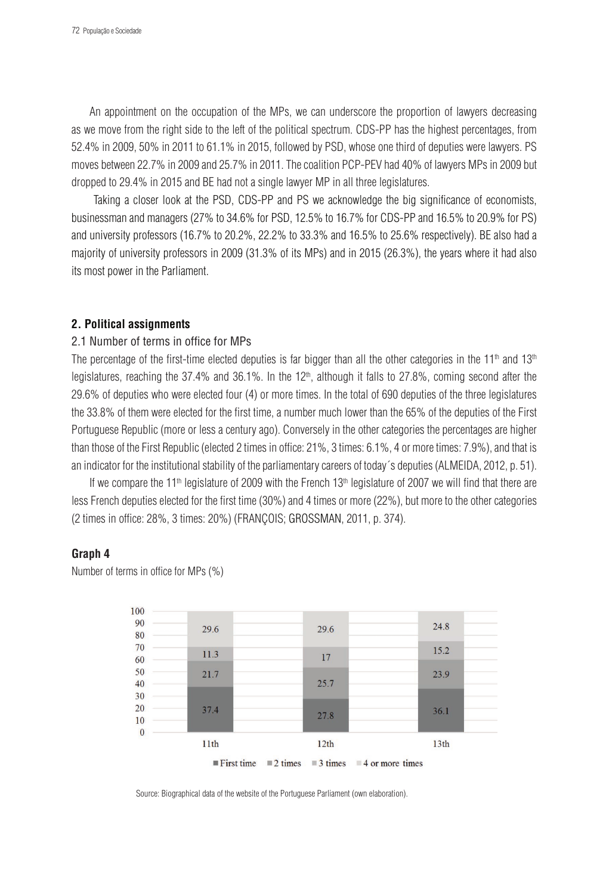An appointment on the occupation of the MPs, we can underscore the proportion of lawyers decreasing as we move from the right side to the left of the political spectrum. CDS-PP has the highest percentages, from 52.4% in 2009, 50% in 2011 to 61.1% in 2015, followed by PSD, whose one third of deputies were lawyers. PS moves between 22.7% in 2009 and 25.7% in 2011. The coalition PCP-PEV had 40% of lawyers MPs in 2009 but dropped to 29.4% in 2015 and BE had not a single lawyer MP in all three legislatures.

Taking a closer look at the PSD, CDS-PP and PS we acknowledge the big significance of economists, businessman and managers (27% to 34.6% for PSD, 12.5% to 16.7% for CDS-PP and 16.5% to 20.9% for PS) and university professors (16.7% to 20.2%, 22.2% to 33.3% and 16.5% to 25.6% respectively). BE also had a majority of university professors in 2009 (31.3% of its MPs) and in 2015 (26.3%), the years where it had also its most power in the Parliament.

## 2. Political assignments

### 2.1 Number of terms in office for MPs

The percentage of the first-time elected deputies is far bigger than all the other categories in the 11th and 13th legislatures, reaching the 37.4% and 36.1%. In the 12th, although it falls to 27.8%, coming second after the 29.6% of deputies who were elected four (4) or more times. In the total of 690 deputies of the three legislatures the 33.8% of them were elected for the first time, a number much lower than the 65% of the deputies of the First Portuguese Republic (more or less a century ago). Conversely in the other categories the percentages are higher than those of the First Republic (elected 2 times in office: 21%, 3 times: 6.1%, 4 or more times: 7.9%), and that is an indicator for the institutional stability of the parliamentary careers of today´s deputies (ALMEIDA, 2012, p. 51).

If we compare the 11th legislature of 2009 with the French 13th legislature of 2007 we will find that there are less French deputies elected for the first time (30%) and 4 times or more (22%), but more to the other categories (2 times in office: 28%, 3 times: 20%) (FRANÇOIS; GROSSMAN, 2011, p. 374).

**Graph 4**

Number of terms in office for MPs (%)

| | 11th | 12th | 13th |
|---|---|---|---|
| First time | 37.4 | 27.8 | 36.1 |
| 2 times | 21.7 | 25.7 | 23.9 |
| 3 times | 11.3 | 17 | 15.2 |
| 4 or more times | 29.6 | 29.6 | 24.8 |

Source: Biographical data of the website of the Portuguese Parliament (own elaboration).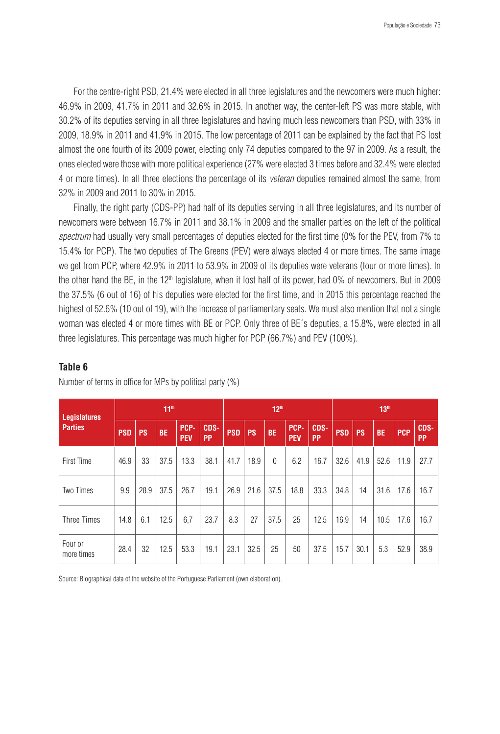For the centre-right PSD, 21.4% were elected in all three legislatures and the newcomers were much higher: 46.9% in 2009, 41.7% in 2011 and 32.6% in 2015. In another way, the center-left PS was more stable, with 30.2% of its deputies serving in all three legislatures and having much less newcomers than PSD, with 33% in 2009, 18.9% in 2011 and 41.9% in 2015. The low percentage of 2011 can be explained by the fact that PS lost almost the one fourth of its 2009 power, electing only 74 deputies compared to the 97 in 2009. As a result, the ones elected were those with more political experience (27% were elected 3 times before and 32.4% were elected 4 or more times). In all three elections the percentage of its *veteran* deputies remained almost the same, from 32% in 2009 and 2011 to 30% in 2015.

Finally, the right party (CDS-PP) had half of its deputies serving in all three legislatures, and its number of newcomers were between 16.7% in 2011 and 38.1% in 2009 and the smaller parties on the left of the political *spectrum* had usually very small percentages of deputies elected for the first time (0% for the PEV, from 7% to 15.4% for PCP). The two deputies of The Greens (PEV) were always elected 4 or more times. The same image we get from PCP, where 42.9% in 2011 to 53.9% in 2009 of its deputies were veterans (four or more times). In the other hand the BE, in the 12th legislature, when it lost half of its power, had 0% of newcomers. But in 2009 the 37.5% (6 out of 16) of his deputies were elected for the first time, and in 2015 this percentage reached the highest of 52.6% (10 out of 19), with the increase of parliamentary seats. We must also mention that not a single woman was elected 4 or more times with BE or PCP. Only three of BE´s deputies, a 15.8%, were elected in all three legislatures. This percentage was much higher for PCP (66.7%) and PEV (100%).

**Table 6**

Number of terms in office for MPs by political party (%)

| Legislatures | 11th | | | | | 12th | | | | | 13th | | | | |
|---|---|---|---|---|---|---|---|---|---|---|---|---|---|---|---|
| Parties | PSD | PS | BE | PCP-PEV | CDS-PP | PSD | PS | BE | PCP-PEV | CDS-PP | PSD | PS | BE | PCP | CDS-PP |
| First Time | 46.9 | 33 | 37.5 | 13.3 | 38.1 | 41.7 | 18.9 | 0 | 6.2 | 16.7 | 32.6 | 41.9 | 52.6 | 11.9 | 27.7 |
| Two Times | 9.9 | 28.9 | 37.5 | 26.7 | 19.1 | 26.9 | 21.6 | 37.5 | 18.8 | 33.3 | 34.8 | 14 | 31.6 | 17.6 | 16.7 |
| Three Times | 14.8 | 6.1 | 12.5 | 6,7 | 23.7 | 8.3 | 27 | 37.5 | 25 | 12.5 | 16.9 | 14 | 10.5 | 17.6 | 16.7 |
| Four or more times | 28.4 | 32 | 12.5 | 53.3 | 19.1 | 23.1 | 32.5 | 25 | 50 | 37.5 | 15.7 | 30.1 | 5.3 | 52.9 | 38.9 |

Source: Biographical data of the website of the Portuguese Parliament (own elaboration).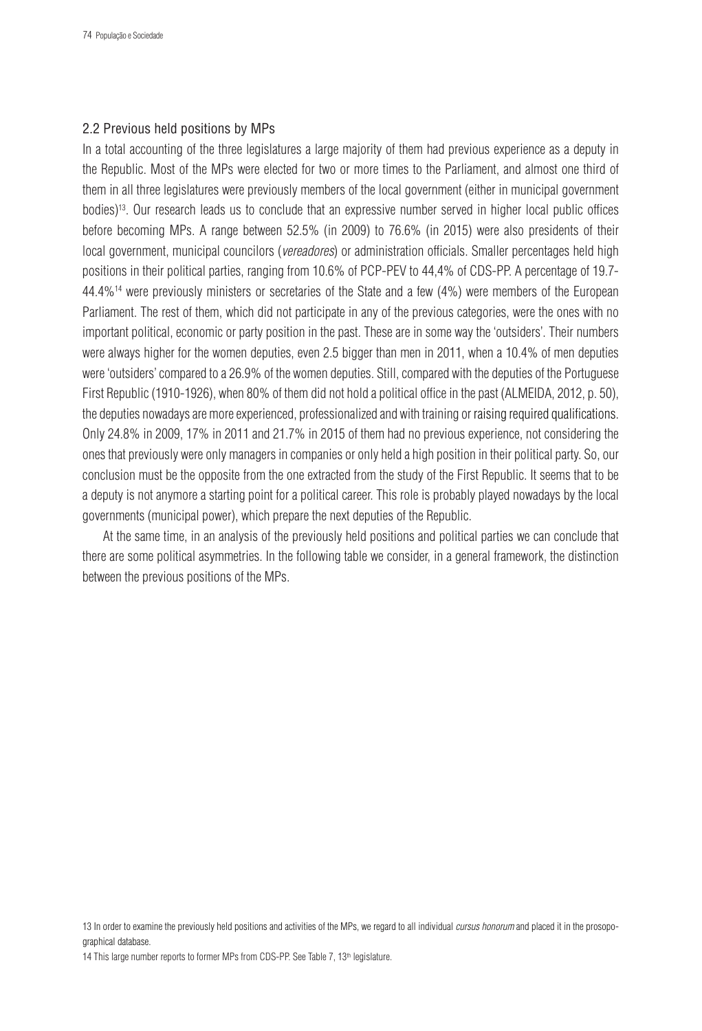## 2.2 Previous held positions by MPs

In a total accounting of the three legislatures a large majority of them had previous experience as a deputy in the Republic. Most of the MPs were elected for two or more times to the Parliament, and almost one third of them in all three legislatures were previously members of the local government (either in municipal government bodies)[13]. Our research leads us to conclude that an expressive number served in higher local public offices before becoming MPs. A range between 52.5% (in 2009) to 76.6% (in 2015) were also presidents of their local government, municipal councilors (*vereadores*) or administration officials. Smaller percentages held high positions in their political parties, ranging from 10.6% of PCP-PEV to 44,4% of CDS-PP. A percentage of 19.7-44.4%[14] were previously ministers or secretaries of the State and a few (4%) were members of the European Parliament. The rest of them, which did not participate in any of the previous categories, were the ones with no important political, economic or party position in the past. These are in some way the 'outsiders'. Their numbers were always higher for the women deputies, even 2.5 bigger than men in 2011, when a 10.4% of men deputies were 'outsiders' compared to a 26.9% of the women deputies. Still, compared with the deputies of the Portuguese First Republic (1910-1926), when 80% of them did not hold a political office in the past (ALMEIDA, 2012, p. 50), the deputies nowadays are more experienced, professionalized and with training or raising required qualifications. Only 24.8% in 2009, 17% in 2011 and 21.7% in 2015 of them had no previous experience, not considering the ones that previously were only managers in companies or only held a high position in their political party. So, our conclusion must be the opposite from the one extracted from the study of the First Republic. It seems that to be a deputy is not anymore a starting point for a political career. This role is probably played nowadays by the local governments (municipal power), which prepare the next deputies of the Republic.

At the same time, in an analysis of the previously held positions and political parties we can conclude that there are some political asymmetries. In the following table we consider, in a general framework, the distinction between the previous positions of the MPs.

---

13 In order to examine the previously held positions and activities of the MPs, we regard to all individual *cursus honorum* and placed it in the prosopographical database.

14 This large number reports to former MPs from CDS-PP. See Table 7, 13th legislature.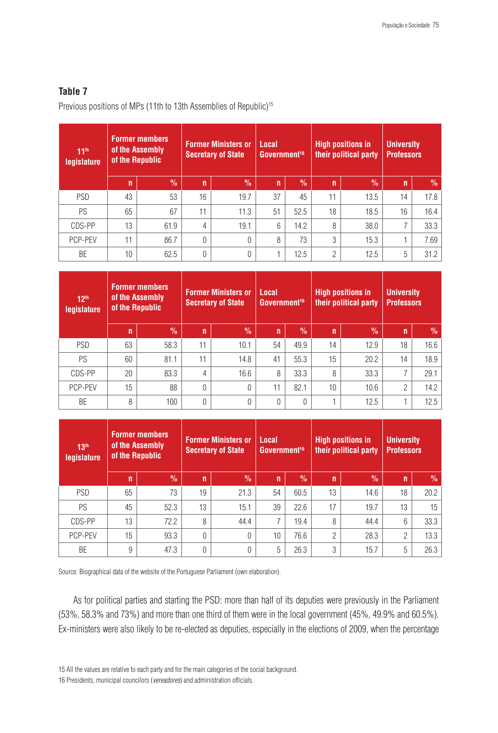**Table 7**

Previous positions of MPs (11th to 13th Assemblies of Republic)[15]

| 11th legislature | Former members of the Assembly of the Republic | | Former Ministers or Secretary of State | | Local Government[16] | | High positions in their political party | | University Professors | |
|---|---|---|---|---|---|---|---|---|---|---|
| | n | % | n | % | n | % | n | % | n | % |
| PSD | 43 | 53 | 16 | 19.7 | 37 | 45 | 11 | 13.5 | 14 | 17.8 |
| PS | 65 | 67 | 11 | 11.3 | 51 | 52.5 | 18 | 18.5 | 16 | 16.4 |
| CDS-PP | 13 | 61.9 | 4 | 19.1 | 6 | 14.2 | 8 | 38.0 | 7 | 33.3 |
| PCP-PEV | 11 | 86.7 | 0 | 0 | 8 | 73 | 3 | 15.3 | 1 | 7.69 |
| BE | 10 | 62.5 | 0 | 0 | 1 | 12.5 | 2 | 12.5 | 5 | 31.2 |

| 12th legislature | Former members of the Assembly of the Republic | | Former Ministers or Secretary of State | | Local Government[16] | | High positions in their political party | | University Professors | |
|---|---|---|---|---|---|---|---|---|---|---|
| | n | % | n | % | n | % | n | % | n | % |
| PSD | 63 | 58.3 | 11 | 10.1 | 54 | 49.9 | 14 | 12.9 | 18 | 16.6 |
| PS | 60 | 81.1 | 11 | 14.8 | 41 | 55.3 | 15 | 20.2 | 14 | 18.9 |
| CDS-PP | 20 | 83.3 | 4 | 16.6 | 8 | 33.3 | 8 | 33.3 | 7 | 29.1 |
| PCP-PEV | 15 | 88 | 0 | 0 | 11 | 82.1 | 10 | 10.6 | 2 | 14.2 |
| BE | 8 | 100 | 0 | 0 | 0 | 0 | 1 | 12.5 | 1 | 12.5 |

| 13th legislature | Former members of the Assembly of the Republic | | Former Ministers or Secretary of State | | Local Government[16] | | High positions in their political party | | University Professors | |
|---|---|---|---|---|---|---|---|---|---|---|
| | n | % | n | % | n | % | n | % | n | % |
| PSD | 65 | 73 | 19 | 21.3 | 54 | 60.5 | 13 | 14.6 | 18 | 20.2 |
| PS | 45 | 52.3 | 13 | 15.1 | 39 | 22.6 | 17 | 19.7 | 13 | 15 |
| CDS-PP | 13 | 72.2 | 8 | 44.4 | 7 | 19.4 | 8 | 44.4 | 6 | 33.3 |
| PCP-PEV | 15 | 93.3 | 0 | 0 | 10 | 76.6 | 2 | 28.3 | 2 | 13.3 |
| BE | 9 | 47.3 | 0 | 0 | 5 | 26.3 | 3 | 15.7 | 5 | 26.3 |

Source: Biographical data of the website of the Portuguese Parliament (own elaboration).

As for political parties and starting the PSD: more than half of its deputies were previously in the Parliament (53%, 58.3% and 73%) and more than one third of them were in the local government (45%, 49.9% and 60.5%). Ex-ministers were also likely to be re-elected as deputies, especially in the elections of 2009, when the percentage

15 All the values are relative to each party and for the main categories of the social background.

16 Presidents, municipal councilors (*vereadores*) and administration officials.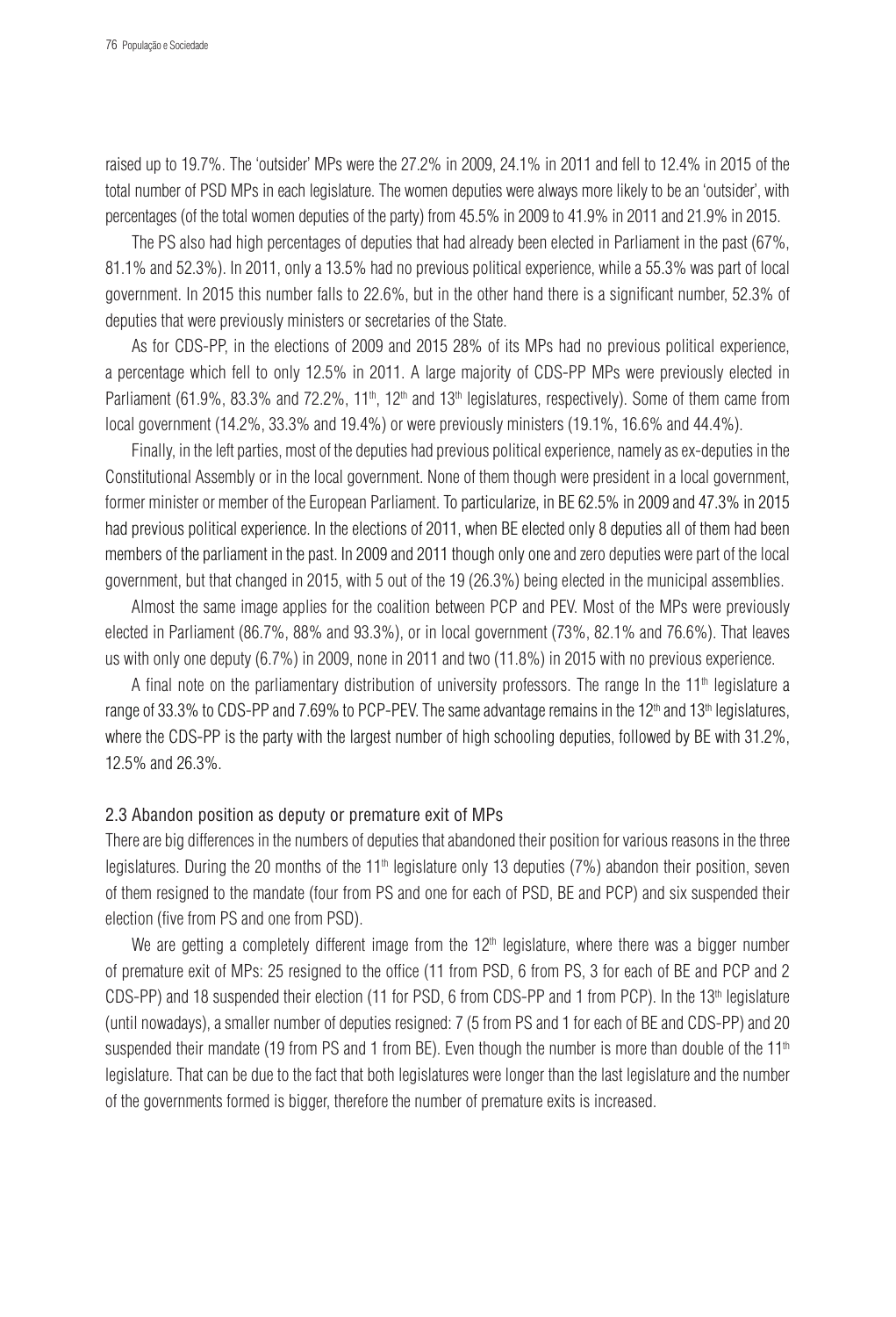raised up to 19.7%. The 'outsider' MPs were the 27.2% in 2009, 24.1% in 2011 and fell to 12.4% in 2015 of the total number of PSD MPs in each legislature. The women deputies were always more likely to be an 'outsider', with percentages (of the total women deputies of the party) from 45.5% in 2009 to 41.9% in 2011 and 21.9% in 2015.

The PS also had high percentages of deputies that had already been elected in Parliament in the past (67%, 81.1% and 52.3%). In 2011, only a 13.5% had no previous political experience, while a 55.3% was part of local government. In 2015 this number falls to 22.6%, but in the other hand there is a significant number, 52.3% of deputies that were previously ministers or secretaries of the State.

As for CDS-PP, in the elections of 2009 and 2015 28% of its MPs had no previous political experience, a percentage which fell to only 12.5% in 2011. A large majority of CDS-PP MPs were previously elected in Parliament (61.9%, 83.3% and 72.2%, 11th, 12th and 13th legislatures, respectively). Some of them came from local government (14.2%, 33.3% and 19.4%) or were previously ministers (19.1%, 16.6% and 44.4%).

Finally, in the left parties, most of the deputies had previous political experience, namely as ex-deputies in the Constitutional Assembly or in the local government. None of them though were president in a local government, former minister or member of the European Parliament. To particularize, in BE 62.5% in 2009 and 47.3% in 2015 had previous political experience. In the elections of 2011, when BE elected only 8 deputies all of them had been members of the parliament in the past. In 2009 and 2011 though only one and zero deputies were part of the local government, but that changed in 2015, with 5 out of the 19 (26.3%) being elected in the municipal assemblies.

Almost the same image applies for the coalition between PCP and PEV. Most of the MPs were previously elected in Parliament (86.7%, 88% and 93.3%), or in local government (73%, 82.1% and 76.6%). That leaves us with only one deputy (6.7%) in 2009, none in 2011 and two (11.8%) in 2015 with no previous experience.

A final note on the parliamentary distribution of university professors. The range In the 11th legislature a range of 33.3% to CDS-PP and 7.69% to PCP-PEV. The same advantage remains in the 12th and 13th legislatures, where the CDS-PP is the party with the largest number of high schooling deputies, followed by BE with 31.2%, 12.5% and 26.3%.

### 2.3 Abandon position as deputy or premature exit of MPs

There are big differences in the numbers of deputies that abandoned their position for various reasons in the three legislatures. During the 20 months of the 11th legislature only 13 deputies (7%) abandon their position, seven of them resigned to the mandate (four from PS and one for each of PSD, BE and PCP) and six suspended their election (five from PS and one from PSD).

We are getting a completely different image from the 12th legislature, where there was a bigger number of premature exit of MPs: 25 resigned to the office (11 from PSD, 6 from PS, 3 for each of BE and PCP and 2 CDS-PP) and 18 suspended their election (11 for PSD, 6 from CDS-PP and 1 from PCP). In the 13th legislature (until nowadays), a smaller number of deputies resigned: 7 (5 from PS and 1 for each of BE and CDS-PP) and 20 suspended their mandate (19 from PS and 1 from BE). Even though the number is more than double of the 11th legislature. That can be due to the fact that both legislatures were longer than the last legislature and the number of the governments formed is bigger, therefore the number of premature exits is increased.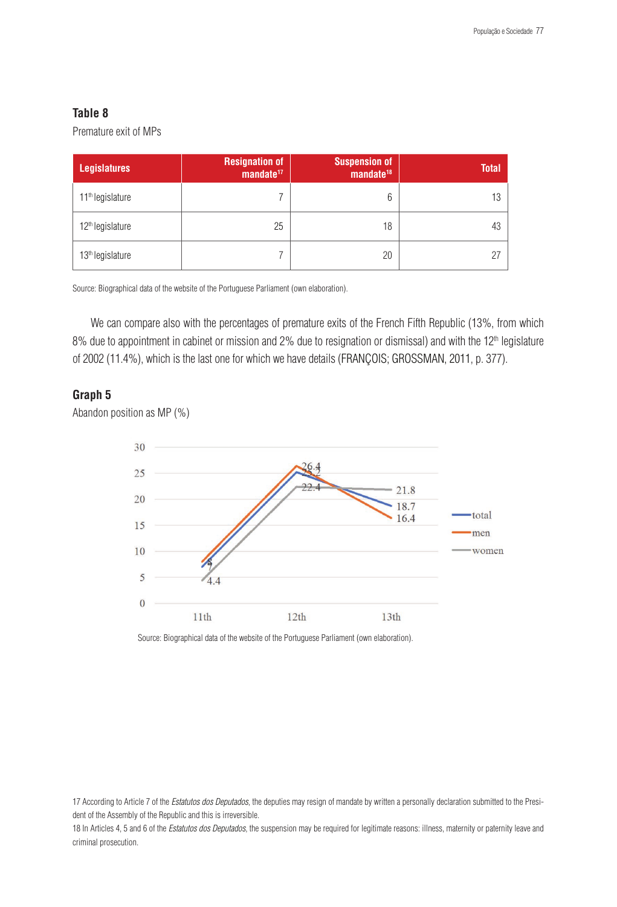**Table 8**

Premature exit of MPs

| Legislatures | Resignation of mandate[17] | Suspension of mandate[18] | Total |
|---|---|---|---|
| 11th legislature | 7 | 6 | 13 |
| 12th legislature | 25 | 18 | 43 |
| 13th legislature | 7 | 20 | 27 |

Source: Biographical data of the website of the Portuguese Parliament (own elaboration).

We can compare also with the percentages of premature exits of the French Fifth Republic (13%, from which 8% due to appointment in cabinet or mission and 2% due to resignation or dismissal) and with the 12th legislature of 2002 (11.4%), which is the last one for which we have details (FRANÇOIS; GROSSMAN, 2011, p. 377).

**Graph 5**

Abandon position as MP (%)

Source: Biographical data of the website of the Portuguese Parliament (own elaboration).

17 According to Article 7 of the *Estatutos dos Deputados*, the deputies may resign of mandate by written a personally declaration submitted to the President of the Assembly of the Republic and this is irreversible.

18 In Articles 4, 5 and 6 of the *Estatutos dos Deputados*, the suspension may be required for legitimate reasons: illness, maternity or paternity leave and criminal prosecution.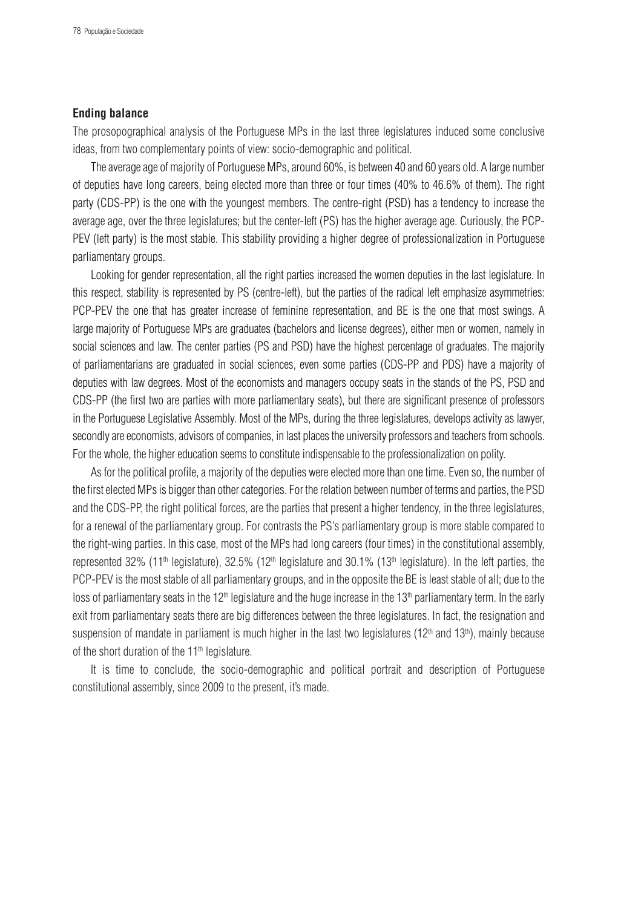### Ending balance

The prosopographical analysis of the Portuguese MPs in the last three legislatures induced some conclusive ideas, from two complementary points of view: socio-demographic and political.

The average age of majority of Portuguese MPs, around 60%, is between 40 and 60 years old. A large number of deputies have long careers, being elected more than three or four times (40% to 46.6% of them). The right party (CDS-PP) is the one with the youngest members. The centre-right (PSD) has a tendency to increase the average age, over the three legislatures; but the center-left (PS) has the higher average age. Curiously, the PCP-PEV (left party) is the most stable. This stability providing a higher degree of professionalization in Portuguese parliamentary groups.

Looking for gender representation, all the right parties increased the women deputies in the last legislature. In this respect, stability is represented by PS (centre-left), but the parties of the radical left emphasize asymmetries: PCP-PEV the one that has greater increase of feminine representation, and BE is the one that most swings. A large majority of Portuguese MPs are graduates (bachelors and license degrees), either men or women, namely in social sciences and law. The center parties (PS and PSD) have the highest percentage of graduates. The majority of parliamentarians are graduated in social sciences, even some parties (CDS-PP and PDS) have a majority of deputies with law degrees. Most of the economists and managers occupy seats in the stands of the PS, PSD and CDS-PP (the first two are parties with more parliamentary seats), but there are significant presence of professors in the Portuguese Legislative Assembly. Most of the MPs, during the three legislatures, develops activity as lawyer, secondly are economists, advisors of companies, in last places the university professors and teachers from schools. For the whole, the higher education seems to constitute indispensable to the professionalization on polity.

As for the political profile, a majority of the deputies were elected more than one time. Even so, the number of the first elected MPs is bigger than other categories. For the relation between number of terms and parties, the PSD and the CDS-PP, the right political forces, are the parties that present a higher tendency, in the three legislatures, for a renewal of the parliamentary group. For contrasts the PS's parliamentary group is more stable compared to the right-wing parties. In this case, most of the MPs had long careers (four times) in the constitutional assembly, represented 32% (11th legislature), 32.5% (12th legislature and 30.1% (13th legislature). In the left parties, the PCP-PEV is the most stable of all parliamentary groups, and in the opposite the BE is least stable of all; due to the loss of parliamentary seats in the 12th legislature and the huge increase in the 13th parliamentary term. In the early exit from parliamentary seats there are big differences between the three legislatures. In fact, the resignation and suspension of mandate in parliament is much higher in the last two legislatures (12th and 13th), mainly because of the short duration of the 11th legislature.

It is time to conclude, the socio-demographic and political portrait and description of Portuguese constitutional assembly, since 2009 to the present, it's made.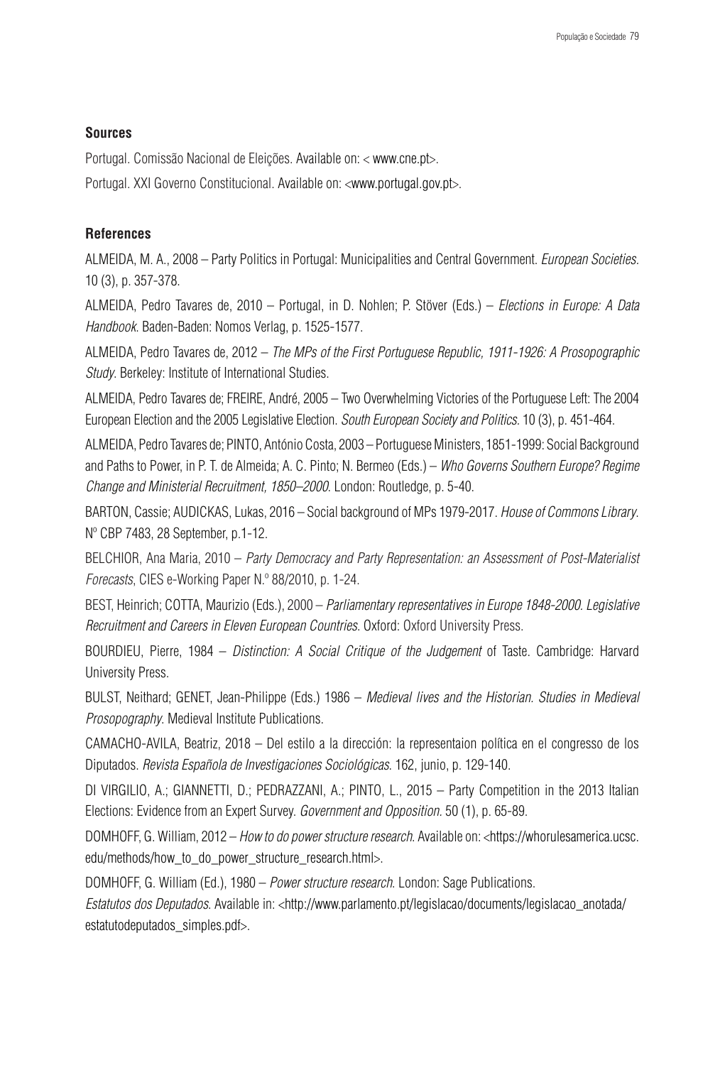**Sources**

Portugal. Comissão Nacional de Eleições. Available on: < www.cne.pt>.

Portugal. XXI Governo Constitucional. Available on: <www.portugal.gov.pt>.

**References**

ALMEIDA, M. A., 2008 – Party Politics in Portugal: Municipalities and Central Government. *European Societies*. 10 (3), p. 357-378.

ALMEIDA, Pedro Tavares de, 2010 – Portugal, in D. Nohlen; P. Stöver (Eds.) – *Elections in Europe: A Data Handbook*. Baden-Baden: Nomos Verlag, p. 1525-1577.

ALMEIDA, Pedro Tavares de, 2012 – *The MPs of the First Portuguese Republic, 1911-1926: A Prosopographic Study*. Berkeley: Institute of International Studies.

ALMEIDA, Pedro Tavares de; FREIRE, André, 2005 – Two Overwhelming Victories of the Portuguese Left: The 2004 European Election and the 2005 Legislative Election. *South European Society and Politics*. 10 (3), p. 451-464.

ALMEIDA, Pedro Tavares de; PINTO, António Costa, 2003 – Portuguese Ministers, 1851-1999: Social Background and Paths to Power, in P. T. de Almeida; A. C. Pinto; N. Bermeo (Eds.) – *Who Governs Southern Europe? Regime Change and Ministerial Recruitment, 1850–2000*. London: Routledge, p. 5-40.

BARTON, Cassie; AUDICKAS, Lukas, 2016 – Social background of MPs 1979-2017. *House of Commons Library*. Nº CBP 7483, 28 September, p.1-12.

BELCHIOR, Ana Maria, 2010 – *Party Democracy and Party Representation: an Assessment of Post-Materialist Forecasts*, CIES e-Working Paper N.º 88/2010, p. 1-24.

BEST, Heinrich; COTTA, Maurizio (Eds.), 2000 – *Parliamentary representatives in Europe 1848-2000. Legislative Recruitment and Careers in Eleven European Countries*. Oxford: Oxford University Press.

BOURDIEU, Pierre, 1984 – *Distinction: A Social Critique of the Judgement* of Taste. Cambridge: Harvard University Press.

BULST, Neithard; GENET, Jean-Philippe (Eds.) 1986 – *Medieval lives and the Historian. Studies in Medieval Prosopography*. Medieval Institute Publications.

CAMACHO-AVILA, Beatriz, 2018 – Del estilo a la dirección: la representaion política en el congresso de los Diputados. *Revista Española de Investigaciones Sociológicas*. 162, junio, p. 129-140.

DI VIRGILIO, A.; GIANNETTI, D.; PEDRAZZANI, A.; PINTO, L., 2015 – Party Competition in the 2013 Italian Elections: Evidence from an Expert Survey. *Government and Opposition*. 50 (1), p. 65-89.

DOMHOFF, G. William, 2012 – *How to do power structure research*. Available on: <https://whorulesamerica.ucsc.edu/methods/how_to_do_power_structure_research.html>.

DOMHOFF, G. William (Ed.), 1980 – *Power structure research*. London: Sage Publications.

*Estatutos dos Deputados*. Available in: <http://www.parlamento.pt/legislacao/documents/legislacao_anotada/estatutodeputados_simples.pdf>.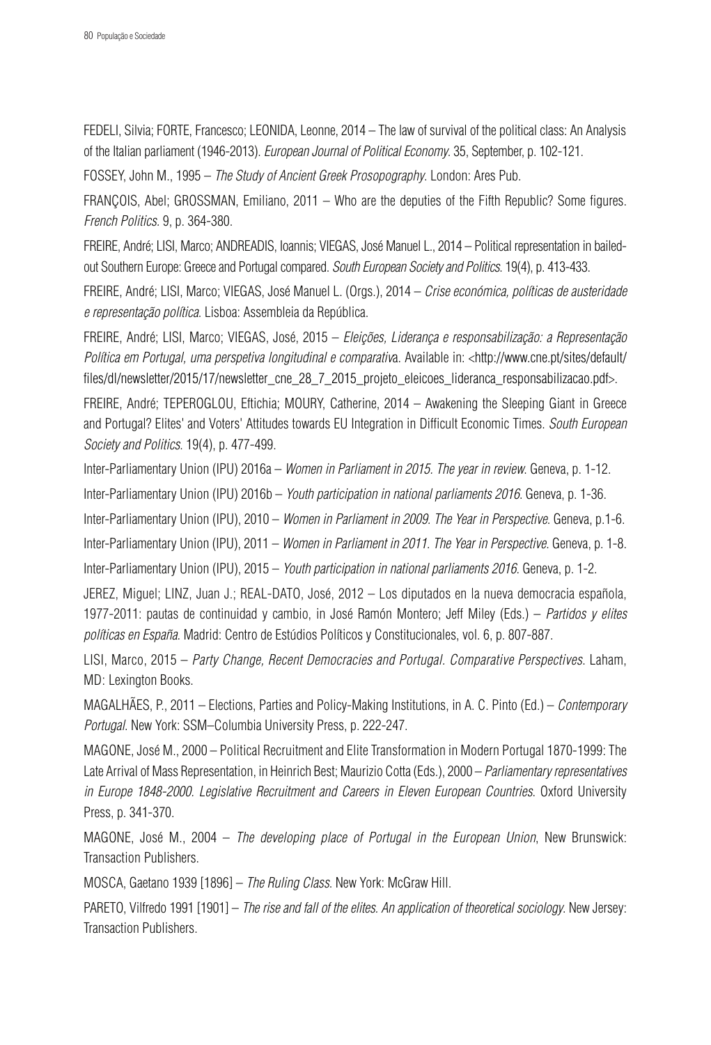FEDELI, Silvia; FORTE, Francesco; LEONIDA, Leonne, 2014 – The law of survival of the political class: An Analysis of the Italian parliament (1946-2013). *European Journal of Political Economy*. 35, September, p. 102-121.

FOSSEY, John M., 1995 – *The Study of Ancient Greek Prosopography*. London: Ares Pub.

FRANÇOIS, Abel; GROSSMAN, Emiliano, 2011 – Who are the deputies of the Fifth Republic? Some figures. *French Politics*. 9, p. 364-380.

FREIRE, André; LISI, Marco; ANDREADIS, Ioannis; VIEGAS, José Manuel L., 2014 – Political representation in bailed-out Southern Europe: Greece and Portugal compared. *South European Society and Politics*. 19(4), p. 413-433.

FREIRE, André; LISI, Marco; VIEGAS, José Manuel L. (Orgs.), 2014 – *Crise económica, políticas de austeridade e representação política*. Lisboa: Assembleia da República.

FREIRE, André; LISI, Marco; VIEGAS, José, 2015 – *Eleições, Liderança e responsabilização: a Representação Política em Portugal, uma perspetiva longitudinal e comparativa*. Available in: <http://www.cne.pt/sites/default/files/dl/newsletter/2015/17/newsletter_cne_28_7_2015_projeto_eleicoes_lideranca_responsabilizacao.pdf>.

FREIRE, André; TEPEROGLOU, Eftichia; MOURY, Catherine, 2014 – Awakening the Sleeping Giant in Greece and Portugal? Elites' and Voters' Attitudes towards EU Integration in Difficult Economic Times. *South European Society and Politics*. 19(4), p. 477-499.

Inter-Parliamentary Union (IPU) 2016a – *Women in Parliament in 2015. The year in review*. Geneva, p. 1-12.

Inter-Parliamentary Union (IPU) 2016b – *Youth participation in national parliaments 2016*. Geneva, p. 1-36.

Inter-Parliamentary Union (IPU), 2010 – *Women in Parliament in 2009. The Year in Perspective*. Geneva, p.1-6.

Inter-Parliamentary Union (IPU), 2011 – *Women in Parliament in 2011. The Year in Perspective*. Geneva, p. 1-8.

Inter-Parliamentary Union (IPU), 2015 – *Youth participation in national parliaments 2016*. Geneva, p. 1-2.

JEREZ, Miguel; LINZ, Juan J.; REAL-DATO, José, 2012 – Los diputados en la nueva democracia española, 1977-2011: pautas de continuidad y cambio, in José Ramón Montero; Jeff Miley (Eds.) – *Partidos y elites políticas en España*. Madrid: Centro de Estúdios Políticos y Constitucionales, vol. 6, p. 807-887.

LISI, Marco, 2015 – *Party Change, Recent Democracies and Portugal. Comparative Perspectives*. Laham, MD: Lexington Books.

MAGALHÃES, P., 2011 – Elections, Parties and Policy-Making Institutions, in A. C. Pinto (Ed.) – *Contemporary Portugal*. New York: SSM–Columbia University Press, p. 222-247.

MAGONE, José M., 2000 – Political Recruitment and Elite Transformation in Modern Portugal 1870-1999: The Late Arrival of Mass Representation, in Heinrich Best; Maurizio Cotta (Eds.), 2000 – *Parliamentary representatives in Europe 1848-2000. Legislative Recruitment and Careers in Eleven European Countries*. Oxford University Press, p. 341-370.

MAGONE, José M., 2004 – *The developing place of Portugal in the European Union*, New Brunswick: Transaction Publishers.

MOSCA, Gaetano 1939 [1896] – *The Ruling Class*. New York: McGraw Hill.

PARETO, Vilfredo 1991 [1901] – *The rise and fall of the elites. An application of theoretical sociology*. New Jersey: Transaction Publishers.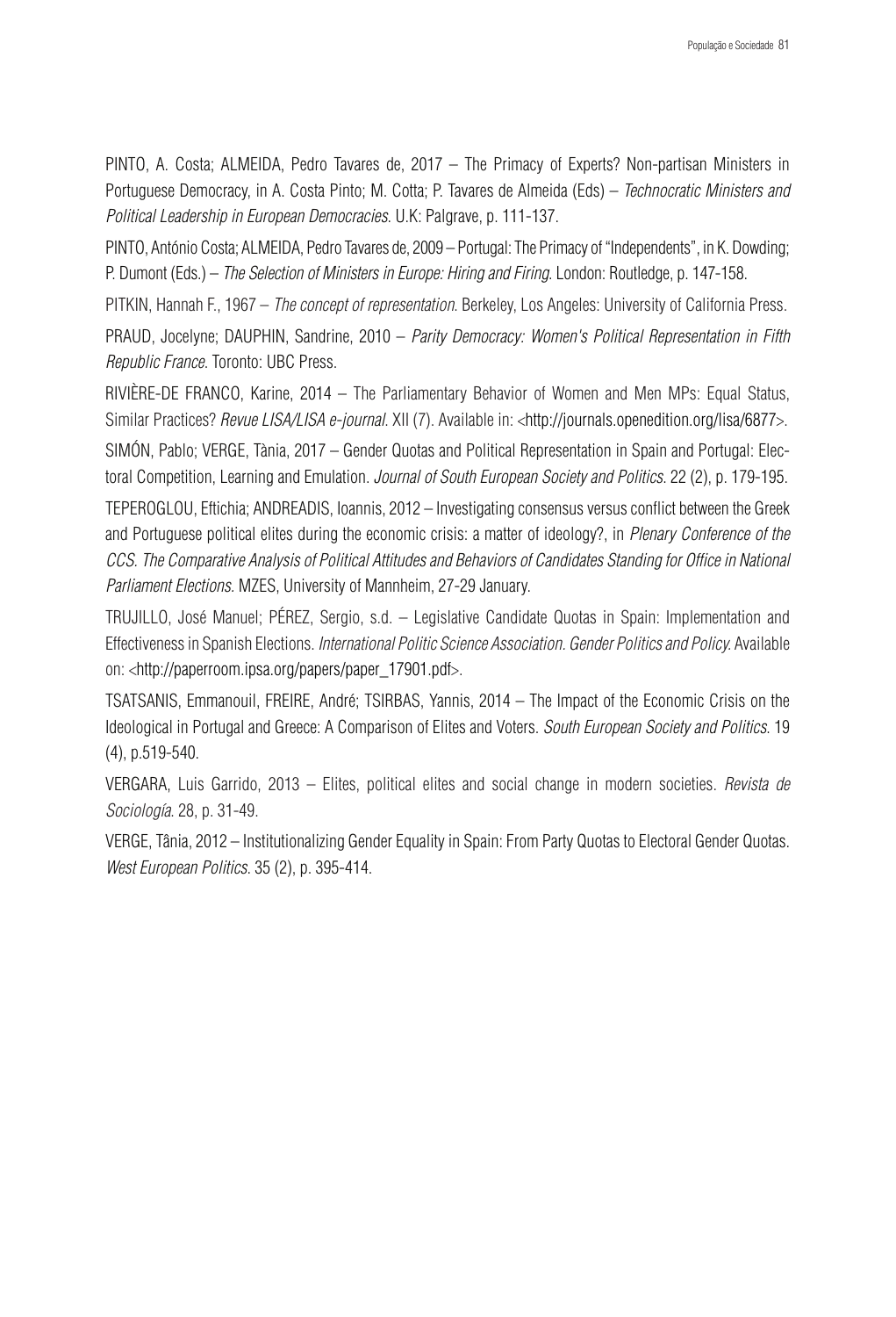PINTO, A. Costa; ALMEIDA, Pedro Tavares de, 2017 – The Primacy of Experts? Non-partisan Ministers in Portuguese Democracy, in A. Costa Pinto; M. Cotta; P. Tavares de Almeida (Eds) – *Technocratic Ministers and Political Leadership in European Democracies*. U.K: Palgrave, p. 111-137.

PINTO, António Costa; ALMEIDA, Pedro Tavares de, 2009 – Portugal: The Primacy of "Independents", in K. Dowding; P. Dumont (Eds.) – *The Selection of Ministers in Europe: Hiring and Firing*. London: Routledge, p. 147-158.

PITKIN, Hannah F., 1967 – *The concept of representation*. Berkeley, Los Angeles: University of California Press.

PRAUD, Jocelyne; DAUPHIN, Sandrine, 2010 – *Parity Democracy: Women's Political Representation in Fifth Republic France*. Toronto: UBC Press.

RIVIÈRE-DE FRANCO, Karine, 2014 – The Parliamentary Behavior of Women and Men MPs: Equal Status, Similar Practices? *Revue LISA/LISA e-journal*. XII (7). Available in: <http://journals.openedition.org/lisa/6877>.

SIMÓN, Pablo; VERGE, Tània, 2017 – Gender Quotas and Political Representation in Spain and Portugal: Electoral Competition, Learning and Emulation. *Journal of South European Society and Politics*. 22 (2), p. 179-195.

TEPEROGLOU, Eftichia; ANDREADIS, Ioannis, 2012 – Investigating consensus versus conflict between the Greek and Portuguese political elites during the economic crisis: a matter of ideology?, in *Plenary Conference of the CCS. The Comparative Analysis of Political Attitudes and Behaviors of Candidates Standing for Office in National Parliament Elections*. MZES, University of Mannheim, 27-29 January.

TRUJILLO, José Manuel; PÉREZ, Sergio, s.d. – Legislative Candidate Quotas in Spain: Implementation and Effectiveness in Spanish Elections. *International Politic Science Association. Gender Politics and Policy*. Available on: <http://paperroom.ipsa.org/papers/paper_17901.pdf>.

TSATSANIS, Emmanouil, FREIRE, André; TSIRBAS, Yannis, 2014 – The Impact of the Economic Crisis on the Ideological in Portugal and Greece: A Comparison of Elites and Voters. *South European Society and Politics*. 19 (4), p.519-540.

VERGARA, Luis Garrido, 2013 – Elites, political elites and social change in modern societies. *Revista de Sociología*. 28, p. 31-49.

VERGE, Tânia, 2012 – Institutionalizing Gender Equality in Spain: From Party Quotas to Electoral Gender Quotas. *West European Politics*. 35 (2), p. 395-414.